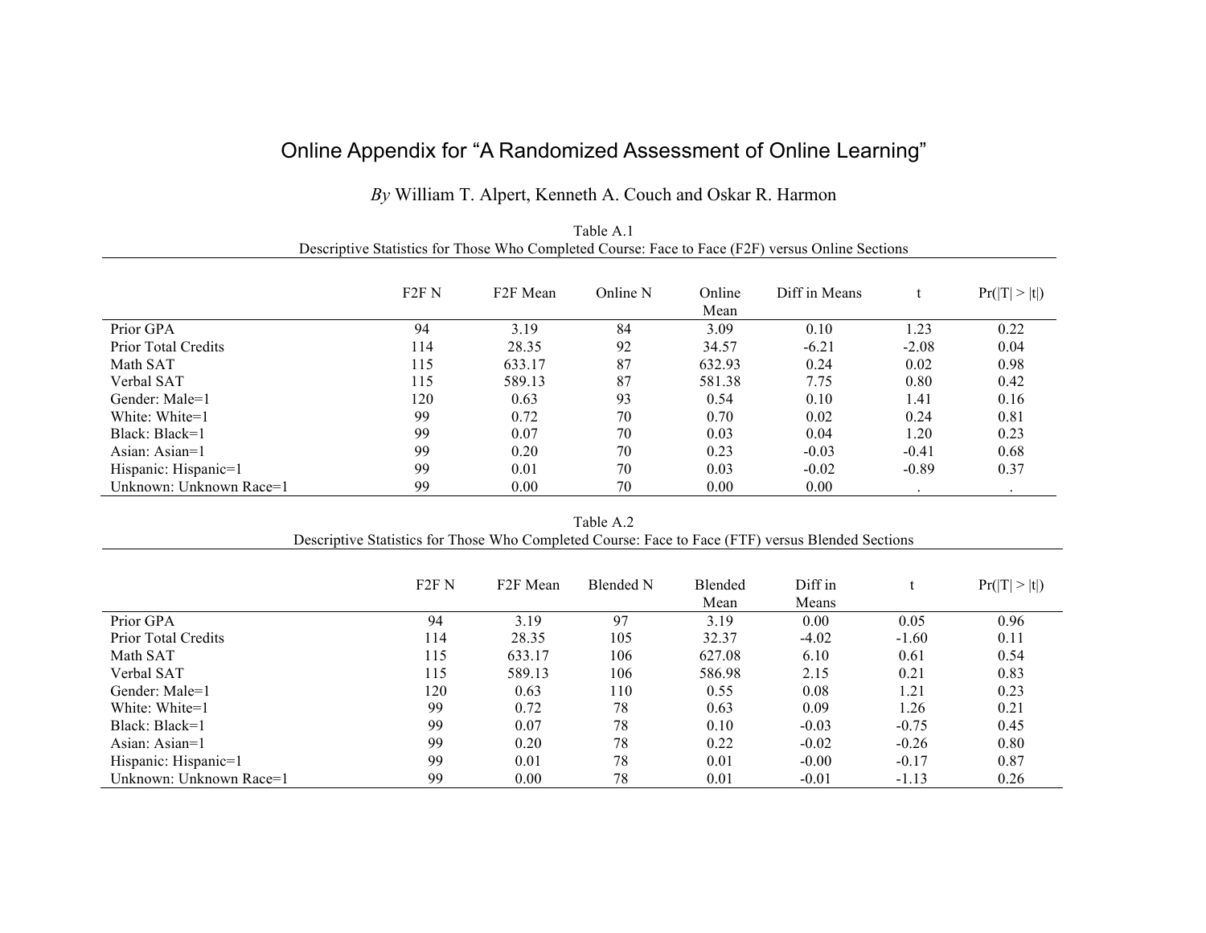# Online Appendix for “A Randomized Assessment of Online Learning”

*By* William T. Alpert, Kenneth A. Couch and Oskar R. Harmon

Table A.1
Descriptive Statistics for Those Who Completed Course: Face to Face (F2F) versus Online Sections

| | F2F N | F2F Mean | Online N | Online Mean | Diff in Means | t | Pr(\|T\| > \|t\|) |
|---|---|---|---|---|---|---|---|
| Prior GPA | 94 | 3.19 | 84 | 3.09 | 0.10 | 1.23 | 0.22 |
| Prior Total Credits | 114 | 28.35 | 92 | 34.57 | -6.21 | -2.08 | 0.04 |
| Math SAT | 115 | 633.17 | 87 | 632.93 | 0.24 | 0.02 | 0.98 |
| Verbal SAT | 115 | 589.13 | 87 | 581.38 | 7.75 | 0.80 | 0.42 |
| Gender: Male=1 | 120 | 0.63 | 93 | 0.54 | 0.10 | 1.41 | 0.16 |
| White: White=1 | 99 | 0.72 | 70 | 0.70 | 0.02 | 0.24 | 0.81 |
| Black: Black=1 | 99 | 0.07 | 70 | 0.03 | 0.04 | 1.20 | 0.23 |
| Asian: Asian=1 | 99 | 0.20 | 70 | 0.23 | -0.03 | -0.41 | 0.68 |
| Hispanic: Hispanic=1 | 99 | 0.01 | 70 | 0.03 | -0.02 | -0.89 | 0.37 |
| Unknown: Unknown Race=1 | 99 | 0.00 | 70 | 0.00 | 0.00 | . | . |

Table A.2
Descriptive Statistics for Those Who Completed Course: Face to Face (FTF) versus Blended Sections

| | F2F N | F2F Mean | Blended N | Blended Mean | Diff in Means | t | Pr(\|T\| > \|t\|) |
|---|---|---|---|---|---|---|---|
| Prior GPA | 94 | 3.19 | 97 | 3.19 | 0.00 | 0.05 | 0.96 |
| Prior Total Credits | 114 | 28.35 | 105 | 32.37 | -4.02 | -1.60 | 0.11 |
| Math SAT | 115 | 633.17 | 106 | 627.08 | 6.10 | 0.61 | 0.54 |
| Verbal SAT | 115 | 589.13 | 106 | 586.98 | 2.15 | 0.21 | 0.83 |
| Gender: Male=1 | 120 | 0.63 | 110 | 0.55 | 0.08 | 1.21 | 0.23 |
| White: White=1 | 99 | 0.72 | 78 | 0.63 | 0.09 | 1.26 | 0.21 |
| Black: Black=1 | 99 | 0.07 | 78 | 0.10 | -0.03 | -0.75 | 0.45 |
| Asian: Asian=1 | 99 | 0.20 | 78 | 0.22 | -0.02 | -0.26 | 0.80 |
| Hispanic: Hispanic=1 | 99 | 0.01 | 78 | 0.01 | -0.00 | -0.17 | 0.87 |
| Unknown: Unknown Race=1 | 99 | 0.00 | 78 | 0.01 | -0.01 | -1.13 | 0.26 |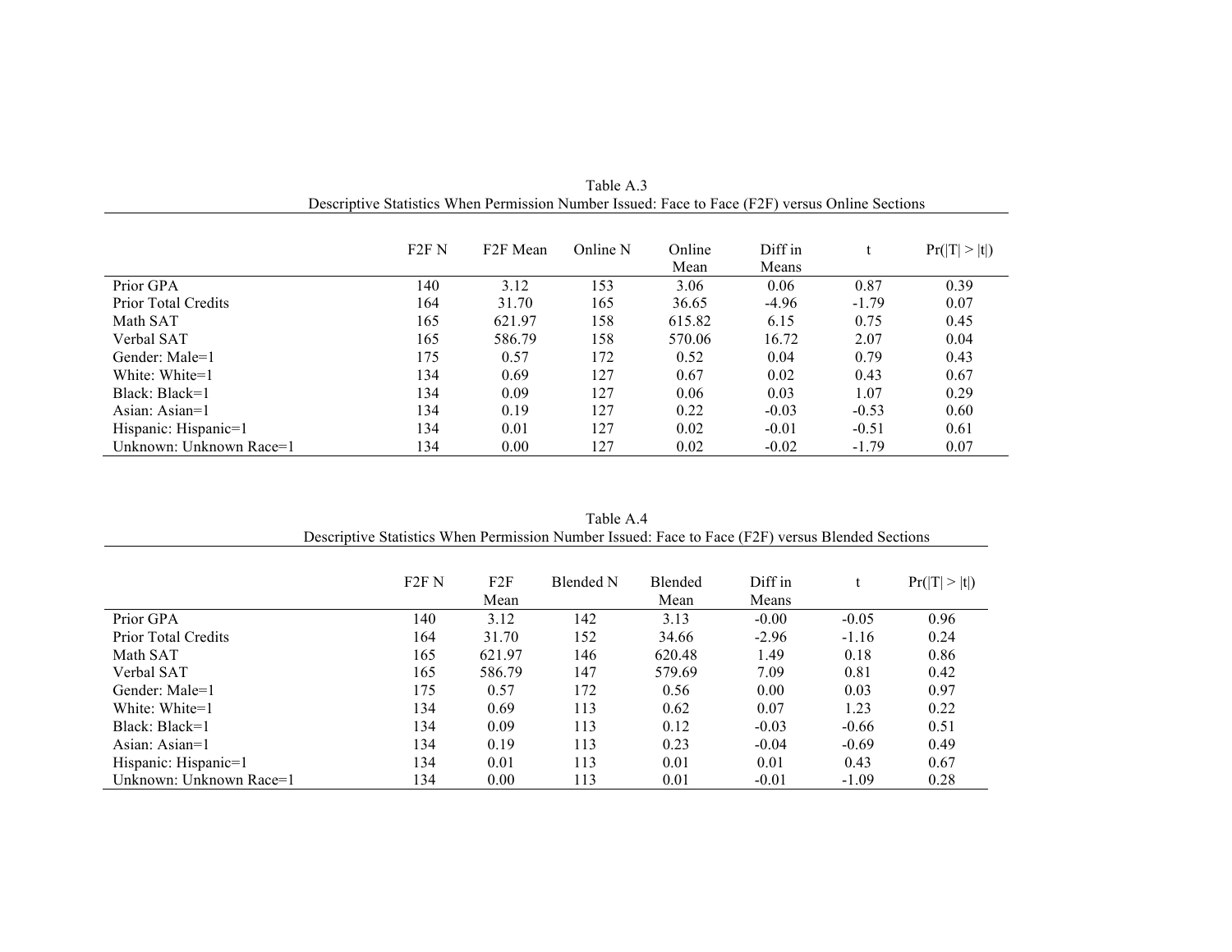Table A.3
Descriptive Statistics When Permission Number Issued: Face to Face (F2F) versus Online Sections

| | F2F N | F2F Mean | Online N | Online Mean | Diff in Means | t | Pr(\|T\| > \|t\|) |
|---|---|---|---|---|---|---|---|
| Prior GPA | 140 | 3.12 | 153 | 3.06 | 0.06 | 0.87 | 0.39 |
| Prior Total Credits | 164 | 31.70 | 165 | 36.65 | -4.96 | -1.79 | 0.07 |
| Math SAT | 165 | 621.97 | 158 | 615.82 | 6.15 | 0.75 | 0.45 |
| Verbal SAT | 165 | 586.79 | 158 | 570.06 | 16.72 | 2.07 | 0.04 |
| Gender: Male=1 | 175 | 0.57 | 172 | 0.52 | 0.04 | 0.79 | 0.43 |
| White: White=1 | 134 | 0.69 | 127 | 0.67 | 0.02 | 0.43 | 0.67 |
| Black: Black=1 | 134 | 0.09 | 127 | 0.06 | 0.03 | 1.07 | 0.29 |
| Asian: Asian=1 | 134 | 0.19 | 127 | 0.22 | -0.03 | -0.53 | 0.60 |
| Hispanic: Hispanic=1 | 134 | 0.01 | 127 | 0.02 | -0.01 | -0.51 | 0.61 |
| Unknown: Unknown Race=1 | 134 | 0.00 | 127 | 0.02 | -0.02 | -1.79 | 0.07 |

Table A.4
Descriptive Statistics When Permission Number Issued: Face to Face (F2F) versus Blended Sections

| | F2F N | F2F Mean | Blended N | Blended Mean | Diff in Means | t | Pr(\|T\| > \|t\|) |
|---|---|---|---|---|---|---|---|
| Prior GPA | 140 | 3.12 | 142 | 3.13 | -0.00 | -0.05 | 0.96 |
| Prior Total Credits | 164 | 31.70 | 152 | 34.66 | -2.96 | -1.16 | 0.24 |
| Math SAT | 165 | 621.97 | 146 | 620.48 | 1.49 | 0.18 | 0.86 |
| Verbal SAT | 165 | 586.79 | 147 | 579.69 | 7.09 | 0.81 | 0.42 |
| Gender: Male=1 | 175 | 0.57 | 172 | 0.56 | 0.00 | 0.03 | 0.97 |
| White: White=1 | 134 | 0.69 | 113 | 0.62 | 0.07 | 1.23 | 0.22 |
| Black: Black=1 | 134 | 0.09 | 113 | 0.12 | -0.03 | -0.66 | 0.51 |
| Asian: Asian=1 | 134 | 0.19 | 113 | 0.23 | -0.04 | -0.69 | 0.49 |
| Hispanic: Hispanic=1 | 134 | 0.01 | 113 | 0.01 | 0.01 | 0.43 | 0.67 |
| Unknown: Unknown Race=1 | 134 | 0.00 | 113 | 0.01 | -0.01 | -1.09 | 0.28 |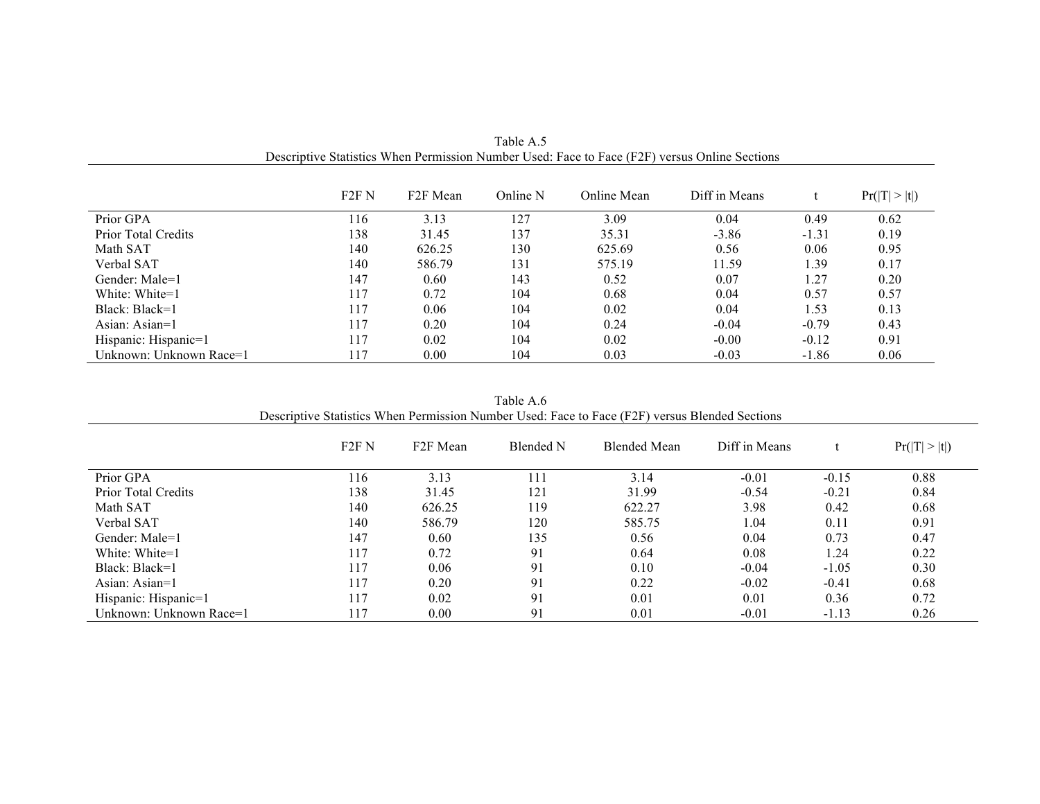Table A.5

Descriptive Statistics When Permission Number Used: Face to Face (F2F) versus Online Sections

| | F2F N | F2F Mean | Online N | Online Mean | Diff in Means | t | Pr(\|T\| > \|t\|) |
|---|---|---|---|---|---|---|---|
| Prior GPA | 116 | 3.13 | 127 | 3.09 | 0.04 | 0.49 | 0.62 |
| Prior Total Credits | 138 | 31.45 | 137 | 35.31 | -3.86 | -1.31 | 0.19 |
| Math SAT | 140 | 626.25 | 130 | 625.69 | 0.56 | 0.06 | 0.95 |
| Verbal SAT | 140 | 586.79 | 131 | 575.19 | 11.59 | 1.39 | 0.17 |
| Gender: Male=1 | 147 | 0.60 | 143 | 0.52 | 0.07 | 1.27 | 0.20 |
| White: White=1 | 117 | 0.72 | 104 | 0.68 | 0.04 | 0.57 | 0.57 |
| Black: Black=1 | 117 | 0.06 | 104 | 0.02 | 0.04 | 1.53 | 0.13 |
| Asian: Asian=1 | 117 | 0.20 | 104 | 0.24 | -0.04 | -0.79 | 0.43 |
| Hispanic: Hispanic=1 | 117 | 0.02 | 104 | 0.02 | -0.00 | -0.12 | 0.91 |
| Unknown: Unknown Race=1 | 117 | 0.00 | 104 | 0.03 | -0.03 | -1.86 | 0.06 |

Table A.6

Descriptive Statistics When Permission Number Used: Face to Face (F2F) versus Blended Sections

| | F2F N | F2F Mean | Blended N | Blended Mean | Diff in Means | t | Pr(\|T\| > \|t\|) |
|---|---|---|---|---|---|---|---|
| Prior GPA | 116 | 3.13 | 111 | 3.14 | -0.01 | -0.15 | 0.88 |
| Prior Total Credits | 138 | 31.45 | 121 | 31.99 | -0.54 | -0.21 | 0.84 |
| Math SAT | 140 | 626.25 | 119 | 622.27 | 3.98 | 0.42 | 0.68 |
| Verbal SAT | 140 | 586.79 | 120 | 585.75 | 1.04 | 0.11 | 0.91 |
| Gender: Male=1 | 147 | 0.60 | 135 | 0.56 | 0.04 | 0.73 | 0.47 |
| White: White=1 | 117 | 0.72 | 91 | 0.64 | 0.08 | 1.24 | 0.22 |
| Black: Black=1 | 117 | 0.06 | 91 | 0.10 | -0.04 | -1.05 | 0.30 |
| Asian: Asian=1 | 117 | 0.20 | 91 | 0.22 | -0.02 | -0.41 | 0.68 |
| Hispanic: Hispanic=1 | 117 | 0.02 | 91 | 0.01 | 0.01 | 0.36 | 0.72 |
| Unknown: Unknown Race=1 | 117 | 0.00 | 91 | 0.01 | -0.01 | -1.13 | 0.26 |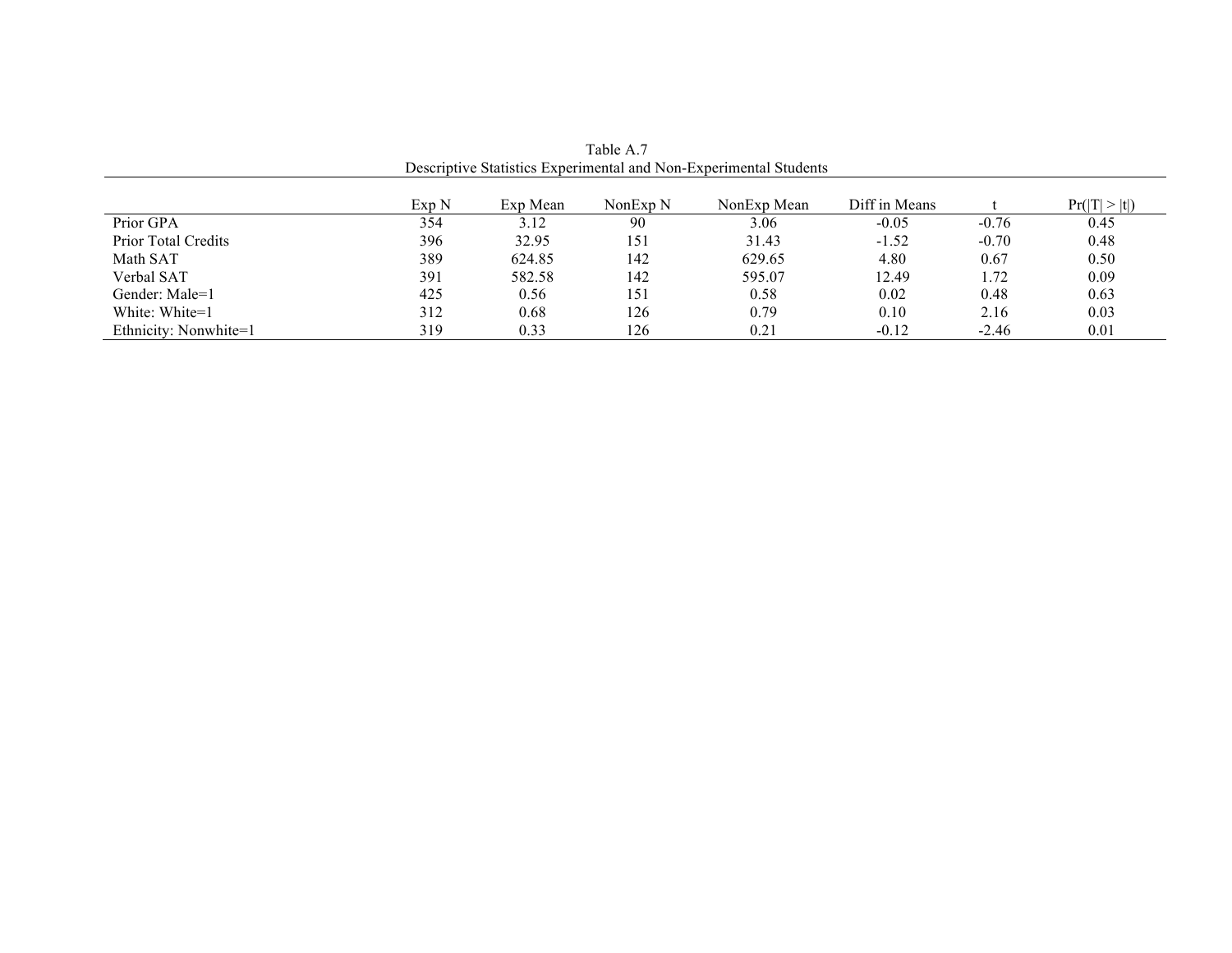Table A.7

Descriptive Statistics Experimental and Non-Experimental Students

| | Exp N | Exp Mean | NonExp N | NonExp Mean | Diff in Means | t | Pr(\|T\| > \|t\|) |
|---|---|---|---|---|---|---|---|
| Prior GPA | 354 | 3.12 | 90 | 3.06 | -0.05 | -0.76 | 0.45 |
| Prior Total Credits | 396 | 32.95 | 151 | 31.43 | -1.52 | -0.70 | 0.48 |
| Math SAT | 389 | 624.85 | 142 | 629.65 | 4.80 | 0.67 | 0.50 |
| Verbal SAT | 391 | 582.58 | 142 | 595.07 | 12.49 | 1.72 | 0.09 |
| Gender: Male=1 | 425 | 0.56 | 151 | 0.58 | 0.02 | 0.48 | 0.63 |
| White: White=1 | 312 | 0.68 | 126 | 0.79 | 0.10 | 2.16 | 0.03 |
| Ethnicity: Nonwhite=1 | 319 | 0.33 | 126 | 0.21 | -0.12 | -2.46 | 0.01 |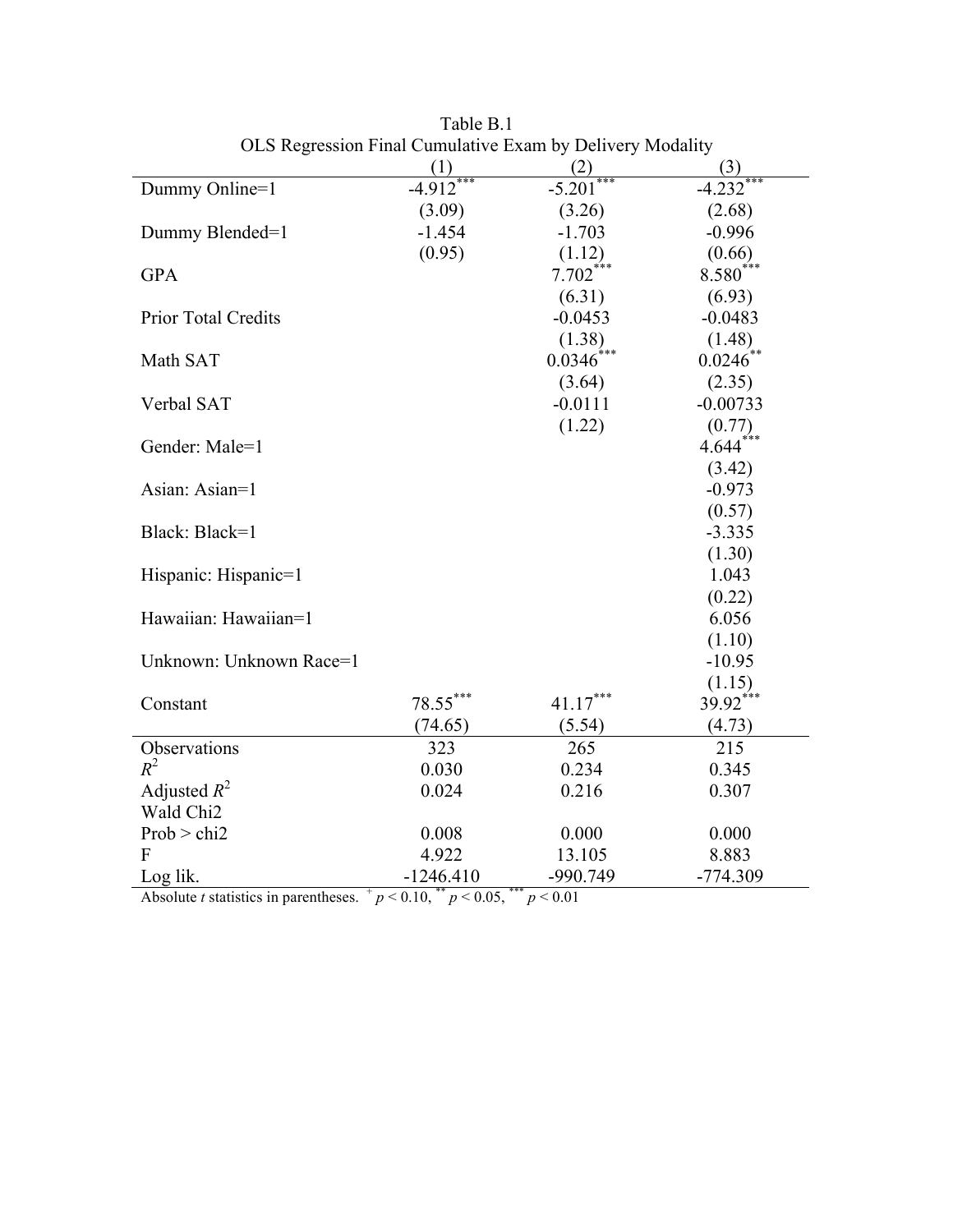Table B.1

OLS Regression Final Cumulative Exam by Delivery Modality

| | (1) | (2) | (3) |
|---|---|---|---|
| Dummy Online=1 | -4.912*** | -5.201*** | -4.232*** |
| | (3.09) | (3.26) | (2.68) |
| Dummy Blended=1 | -1.454 | -1.703 | -0.996 |
| | (0.95) | (1.12) | (0.66) |
| GPA | | 7.702*** | 8.580*** |
| | | (6.31) | (6.93) |
| Prior Total Credits | | -0.0453 | -0.0483 |
| | | (1.38) | (1.48) |
| Math SAT | | 0.0346*** | 0.0246** |
| | | (3.64) | (2.35) |
| Verbal SAT | | -0.0111 | -0.00733 |
| | | (1.22) | (0.77) |
| Gender: Male=1 | | | 4.644*** |
| | | | (3.42) |
| Asian: Asian=1 | | | -0.973 |
| | | | (0.57) |
| Black: Black=1 | | | -3.335 |
| | | | (1.30) |
| Hispanic: Hispanic=1 | | | 1.043 |
| | | | (0.22) |
| Hawaiian: Hawaiian=1 | | | 6.056 |
| | | | (1.10) |
| Unknown: Unknown Race=1 | | | -10.95 |
| | | | (1.15) |
| Constant | 78.55*** | 41.17*** | 39.92*** |
| | (74.65) | (5.54) | (4.73) |
| Observations | 323 | 265 | 215 |
| $R^2$ | 0.030 | 0.234 | 0.345 |
| Adjusted $R^2$ | 0.024 | 0.216 | 0.307 |
| Wald Chi2 | | | |
| Prob > chi2 | 0.008 | 0.000 | 0.000 |
| F | 4.922 | 13.105 | 8.883 |
| Log lik. | -1246.410 | -990.749 | -774.309 |

Absolute *t* statistics in parentheses. + $p < 0.10$, ** $p < 0.05$, *** $p < 0.01$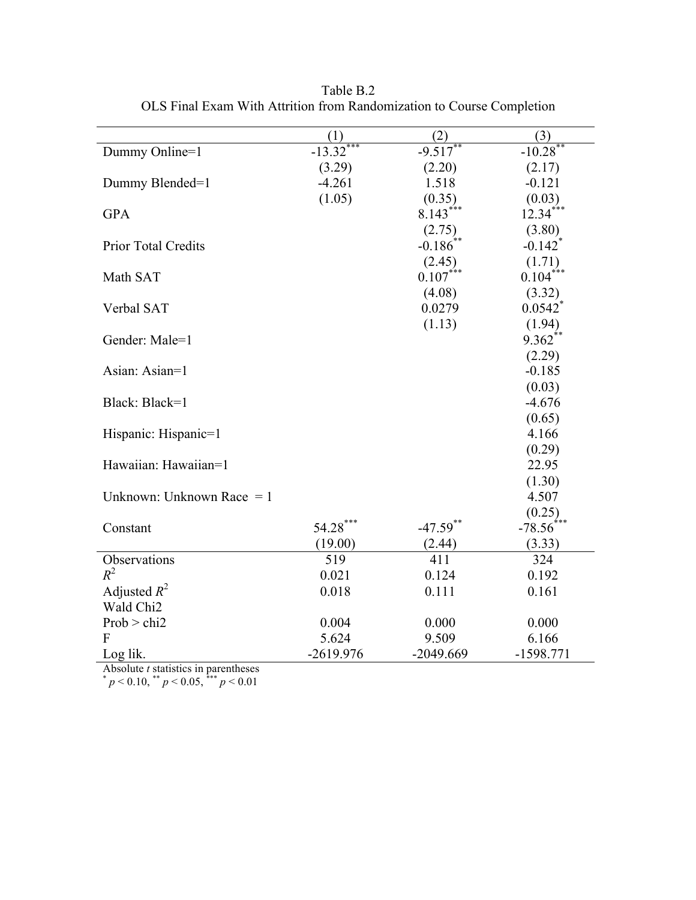Table B.2
OLS Final Exam With Attrition from Randomization to Course Completion

| | (1) | (2) | (3) |
|---|---|---|---|
| Dummy Online=1 | -13.32*** | -9.517** | -10.28** |
| | (3.29) | (2.20) | (2.17) |
| Dummy Blended=1 | -4.261 | 1.518 | -0.121 |
| | (1.05) | (0.35) | (0.03) |
| GPA | | 8.143*** | 12.34*** |
| | | (2.75) | (3.80) |
| Prior Total Credits | | -0.186** | -0.142* |
| | | (2.45) | (1.71) |
| Math SAT | | 0.107*** | 0.104*** |
| | | (4.08) | (3.32) |
| Verbal SAT | | 0.0279 | 0.0542* |
| | | (1.13) | (1.94) |
| Gender: Male=1 | | | 9.362** |
| | | | (2.29) |
| Asian: Asian=1 | | | -0.185 |
| | | | (0.03) |
| Black: Black=1 | | | -4.676 |
| | | | (0.65) |
| Hispanic: Hispanic=1 | | | 4.166 |
| | | | (0.29) |
| Hawaiian: Hawaiian=1 | | | 22.95 |
| | | | (1.30) |
| Unknown: Unknown Race = 1 | | | 4.507 |
| | | | (0.25) |
| Constant | 54.28*** | -47.59** | -78.56*** |
| | (19.00) | (2.44) | (3.33) |
| Observations | 519 | 411 | 324 |
| $R^2$ | 0.021 | 0.124 | 0.192 |
| Adjusted $R^2$ | 0.018 | 0.111 | 0.161 |
| Wald Chi2 | | | |
| Prob > chi2 | 0.004 | 0.000 | 0.000 |
| F | 5.624 | 9.509 | 6.166 |
| Log lik. | -2619.976 | -2049.669 | -1598.771 |

Absolute *t* statistics in parentheses
* $p < 0.10$, ** $p < 0.05$, *** $p < 0.01$